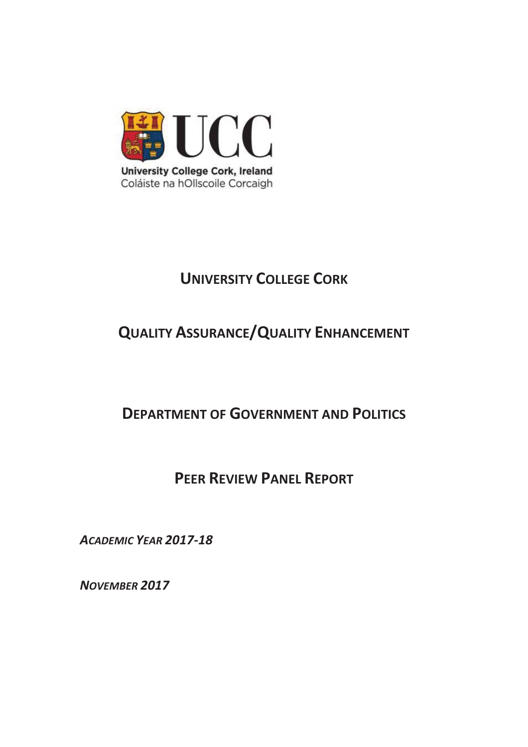University College Cork, Ireland
Coláiste na hOllscoile Corcaigh

# UNIVERSITY COLLEGE CORK

## QUALITY ASSURANCE/QUALITY ENHANCEMENT

## DEPARTMENT OF GOVERNMENT AND POLITICS

## PEER REVIEW PANEL REPORT

***ACADEMIC YEAR 2017-18***

***NOVEMBER 2017***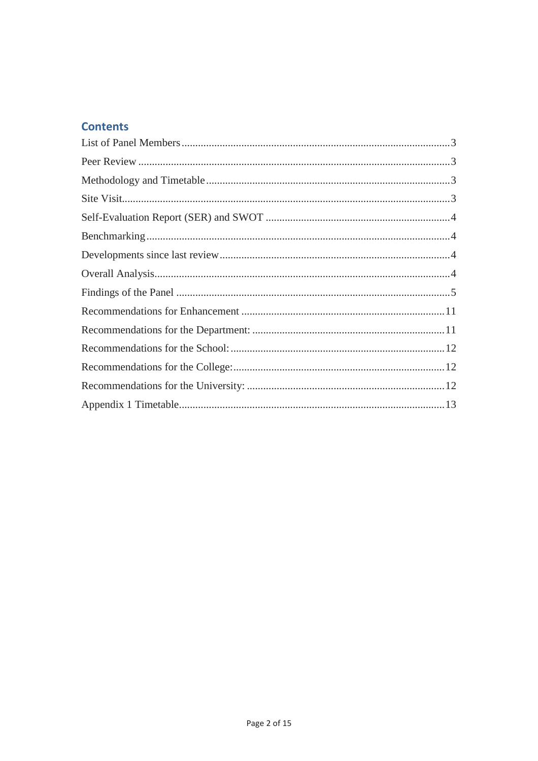## Contents

List of Panel Members .......... 3

Peer Review .......... 3

Methodology and Timetable .......... 3

Site Visit .......... 3

Self-Evaluation Report (SER) and SWOT .......... 4

Benchmarking .......... 4

Developments since last review .......... 4

Overall Analysis .......... 4

Findings of the Panel .......... 5

Recommendations for Enhancement .......... 11

Recommendations for the Department: .......... 11

Recommendations for the School: .......... 12

Recommendations for the College: .......... 12

Recommendations for the University: .......... 12

Appendix 1 Timetable .......... 13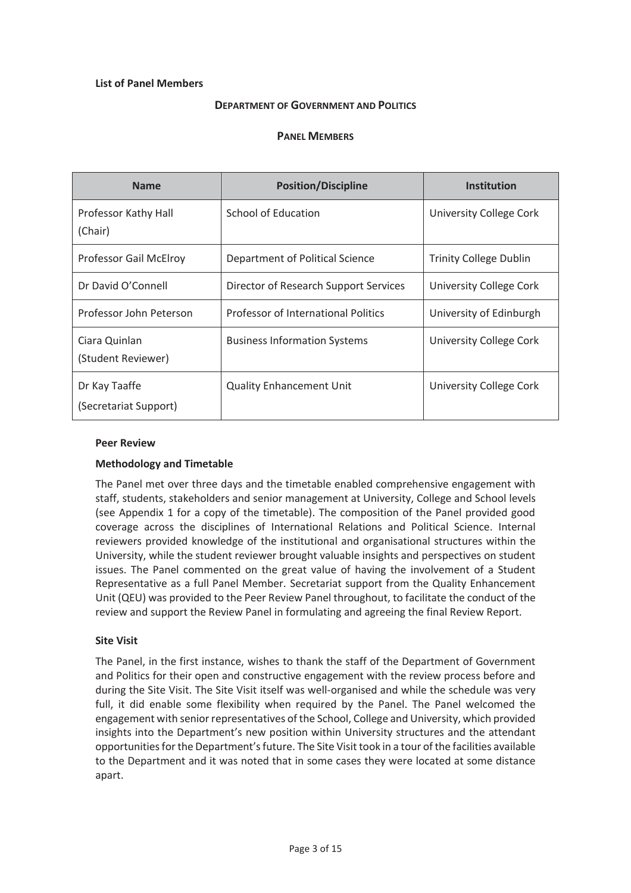**List of Panel Members**

**DEPARTMENT OF GOVERNMENT AND POLITICS**

**PANEL MEMBERS**

| Name | Position/Discipline | Institution |
| --- | --- | --- |
| Professor Kathy Hall (Chair) | School of Education | University College Cork |
| Professor Gail McElroy | Department of Political Science | Trinity College Dublin |
| Dr David O'Connell | Director of Research Support Services | University College Cork |
| Professor John Peterson | Professor of International Politics | University of Edinburgh |
| Ciara Quinlan (Student Reviewer) | Business Information Systems | University College Cork |
| Dr Kay Taaffe (Secretariat Support) | Quality Enhancement Unit | University College Cork |

**Peer Review**

**Methodology and Timetable**

The Panel met over three days and the timetable enabled comprehensive engagement with staff, students, stakeholders and senior management at University, College and School levels (see Appendix 1 for a copy of the timetable). The composition of the Panel provided good coverage across the disciplines of International Relations and Political Science. Internal reviewers provided knowledge of the institutional and organisational structures within the University, while the student reviewer brought valuable insights and perspectives on student issues. The Panel commented on the great value of having the involvement of a Student Representative as a full Panel Member. Secretariat support from the Quality Enhancement Unit (QEU) was provided to the Peer Review Panel throughout, to facilitate the conduct of the review and support the Review Panel in formulating and agreeing the final Review Report.

**Site Visit**

The Panel, in the first instance, wishes to thank the staff of the Department of Government and Politics for their open and constructive engagement with the review process before and during the Site Visit. The Site Visit itself was well-organised and while the schedule was very full, it did enable some flexibility when required by the Panel. The Panel welcomed the engagement with senior representatives of the School, College and University, which provided insights into the Department's new position within University structures and the attendant opportunities for the Department's future. The Site Visit took in a tour of the facilities available to the Department and it was noted that in some cases they were located at some distance apart.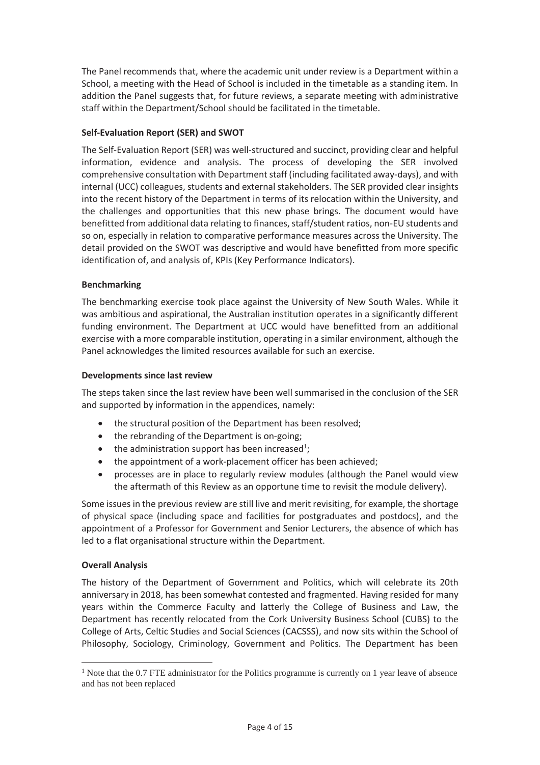The Panel recommends that, where the academic unit under review is a Department within a School, a meeting with the Head of School is included in the timetable as a standing item. In addition the Panel suggests that, for future reviews, a separate meeting with administrative staff within the Department/School should be facilitated in the timetable.

**Self-Evaluation Report (SER) and SWOT**

The Self-Evaluation Report (SER) was well-structured and succinct, providing clear and helpful information, evidence and analysis. The process of developing the SER involved comprehensive consultation with Department staff (including facilitated away-days), and with internal (UCC) colleagues, students and external stakeholders. The SER provided clear insights into the recent history of the Department in terms of its relocation within the University, and the challenges and opportunities that this new phase brings. The document would have benefitted from additional data relating to finances, staff/student ratios, non-EU students and so on, especially in relation to comparative performance measures across the University. The detail provided on the SWOT was descriptive and would have benefitted from more specific identification of, and analysis of, KPIs (Key Performance Indicators).

**Benchmarking**

The benchmarking exercise took place against the University of New South Wales. While it was ambitious and aspirational, the Australian institution operates in a significantly different funding environment. The Department at UCC would have benefitted from an additional exercise with a more comparable institution, operating in a similar environment, although the Panel acknowledges the limited resources available for such an exercise.

**Developments since last review**

The steps taken since the last review have been well summarised in the conclusion of the SER and supported by information in the appendices, namely:

- the structural position of the Department has been resolved;
- the rebranding of the Department is on-going;
- the administration support has been increased[1];
- the appointment of a work-placement officer has been achieved;
- processes are in place to regularly review modules (although the Panel would view the aftermath of this Review as an opportune time to revisit the module delivery).

Some issues in the previous review are still live and merit revisiting, for example, the shortage of physical space (including space and facilities for postgraduates and postdocs), and the appointment of a Professor for Government and Senior Lecturers, the absence of which has led to a flat organisational structure within the Department.

**Overall Analysis**

The history of the Department of Government and Politics, which will celebrate its 20th anniversary in 2018, has been somewhat contested and fragmented. Having resided for many years within the Commerce Faculty and latterly the College of Business and Law, the Department has recently relocated from the Cork University Business School (CUBS) to the College of Arts, Celtic Studies and Social Sciences (CACSSS), and now sits within the School of Philosophy, Sociology, Criminology, Government and Politics. The Department has been

[1] Note that the 0.7 FTE administrator for the Politics programme is currently on 1 year leave of absence and has not been replaced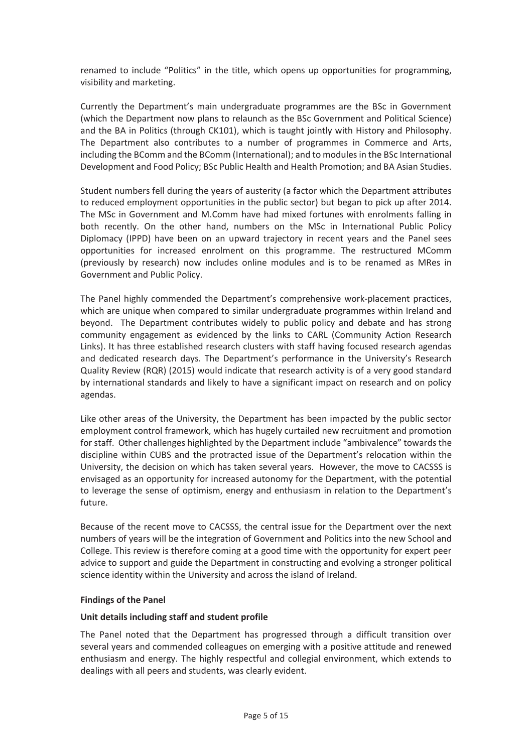renamed to include "Politics" in the title, which opens up opportunities for programming, visibility and marketing.

Currently the Department's main undergraduate programmes are the BSc in Government (which the Department now plans to relaunch as the BSc Government and Political Science) and the BA in Politics (through CK101), which is taught jointly with History and Philosophy. The Department also contributes to a number of programmes in Commerce and Arts, including the BComm and the BComm (International); and to modules in the BSc International Development and Food Policy; BSc Public Health and Health Promotion; and BA Asian Studies.

Student numbers fell during the years of austerity (a factor which the Department attributes to reduced employment opportunities in the public sector) but began to pick up after 2014. The MSc in Government and M.Comm have had mixed fortunes with enrolments falling in both recently. On the other hand, numbers on the MSc in International Public Policy Diplomacy (IPPD) have been on an upward trajectory in recent years and the Panel sees opportunities for increased enrolment on this programme. The restructured MComm (previously by research) now includes online modules and is to be renamed as MRes in Government and Public Policy.

The Panel highly commended the Department's comprehensive work-placement practices, which are unique when compared to similar undergraduate programmes within Ireland and beyond. The Department contributes widely to public policy and debate and has strong community engagement as evidenced by the links to CARL (Community Action Research Links). It has three established research clusters with staff having focused research agendas and dedicated research days. The Department's performance in the University's Research Quality Review (RQR) (2015) would indicate that research activity is of a very good standard by international standards and likely to have a significant impact on research and on policy agendas.

Like other areas of the University, the Department has been impacted by the public sector employment control framework, which has hugely curtailed new recruitment and promotion for staff. Other challenges highlighted by the Department include "ambivalence" towards the discipline within CUBS and the protracted issue of the Department's relocation within the University, the decision on which has taken several years. However, the move to CACSSS is envisaged as an opportunity for increased autonomy for the Department, with the potential to leverage the sense of optimism, energy and enthusiasm in relation to the Department's future.

Because of the recent move to CACSSS, the central issue for the Department over the next numbers of years will be the integration of Government and Politics into the new School and College. This review is therefore coming at a good time with the opportunity for expert peer advice to support and guide the Department in constructing and evolving a stronger political science identity within the University and across the island of Ireland.

## Findings of the Panel

### Unit details including staff and student profile

The Panel noted that the Department has progressed through a difficult transition over several years and commended colleagues on emerging with a positive attitude and renewed enthusiasm and energy. The highly respectful and collegial environment, which extends to dealings with all peers and students, was clearly evident.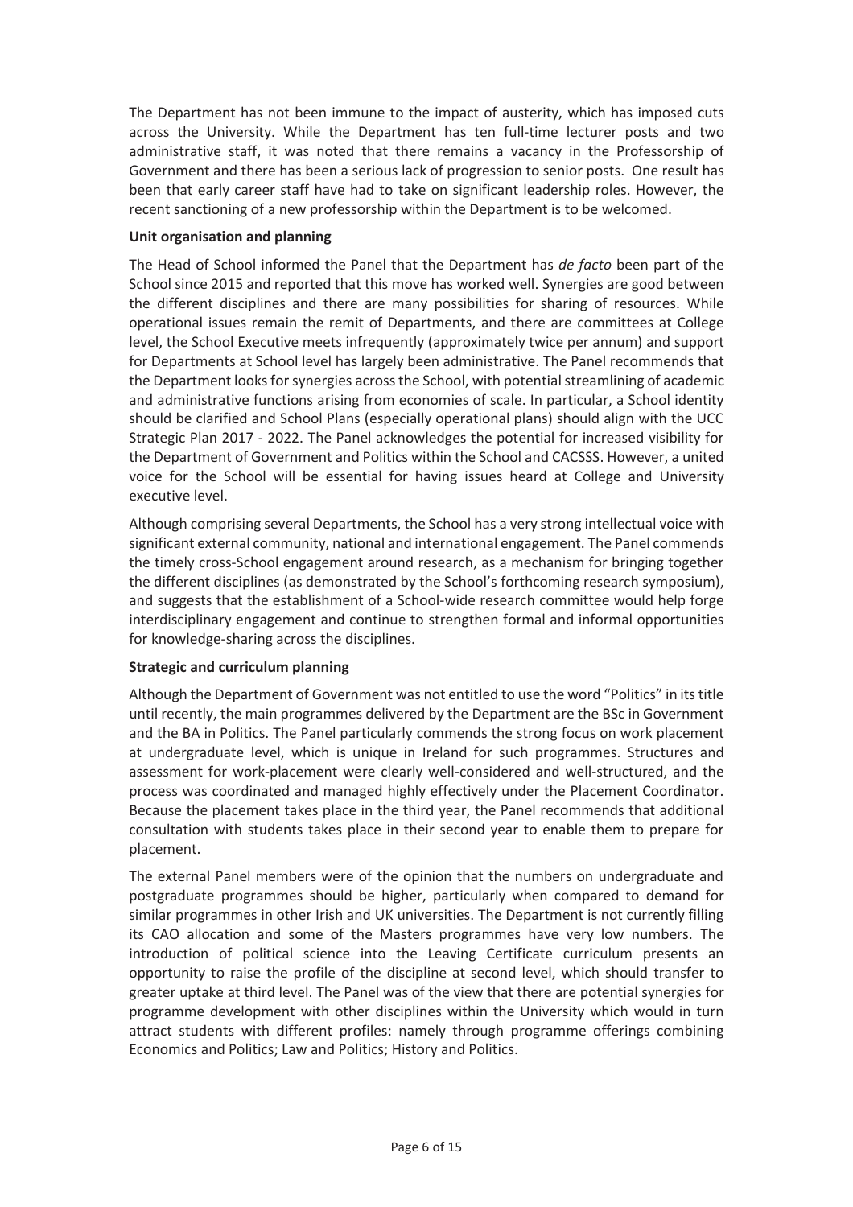The Department has not been immune to the impact of austerity, which has imposed cuts across the University. While the Department has ten full-time lecturer posts and two administrative staff, it was noted that there remains a vacancy in the Professorship of Government and there has been a serious lack of progression to senior posts. One result has been that early career staff have had to take on significant leadership roles. However, the recent sanctioning of a new professorship within the Department is to be welcomed.

**Unit organisation and planning**

The Head of School informed the Panel that the Department has *de facto* been part of the School since 2015 and reported that this move has worked well. Synergies are good between the different disciplines and there are many possibilities for sharing of resources. While operational issues remain the remit of Departments, and there are committees at College level, the School Executive meets infrequently (approximately twice per annum) and support for Departments at School level has largely been administrative. The Panel recommends that the Department looks for synergies across the School, with potential streamlining of academic and administrative functions arising from economies of scale. In particular, a School identity should be clarified and School Plans (especially operational plans) should align with the UCC Strategic Plan 2017 - 2022. The Panel acknowledges the potential for increased visibility for the Department of Government and Politics within the School and CACSSS. However, a united voice for the School will be essential for having issues heard at College and University executive level.

Although comprising several Departments, the School has a very strong intellectual voice with significant external community, national and international engagement. The Panel commends the timely cross-School engagement around research, as a mechanism for bringing together the different disciplines (as demonstrated by the School's forthcoming research symposium), and suggests that the establishment of a School-wide research committee would help forge interdisciplinary engagement and continue to strengthen formal and informal opportunities for knowledge-sharing across the disciplines.

**Strategic and curriculum planning**

Although the Department of Government was not entitled to use the word "Politics" in its title until recently, the main programmes delivered by the Department are the BSc in Government and the BA in Politics. The Panel particularly commends the strong focus on work placement at undergraduate level, which is unique in Ireland for such programmes. Structures and assessment for work-placement were clearly well-considered and well-structured, and the process was coordinated and managed highly effectively under the Placement Coordinator. Because the placement takes place in the third year, the Panel recommends that additional consultation with students takes place in their second year to enable them to prepare for placement.

The external Panel members were of the opinion that the numbers on undergraduate and postgraduate programmes should be higher, particularly when compared to demand for similar programmes in other Irish and UK universities. The Department is not currently filling its CAO allocation and some of the Masters programmes have very low numbers. The introduction of political science into the Leaving Certificate curriculum presents an opportunity to raise the profile of the discipline at second level, which should transfer to greater uptake at third level. The Panel was of the view that there are potential synergies for programme development with other disciplines within the University which would in turn attract students with different profiles: namely through programme offerings combining Economics and Politics; Law and Politics; History and Politics.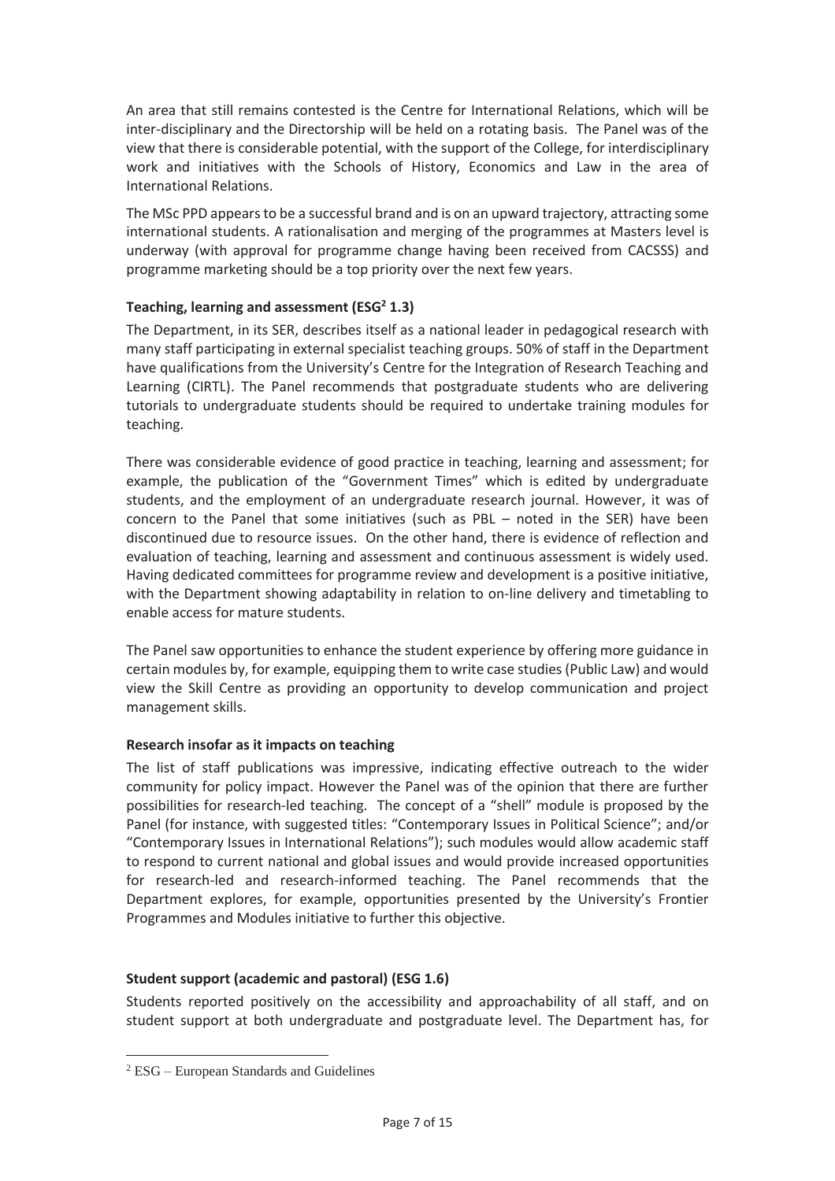An area that still remains contested is the Centre for International Relations, which will be inter-disciplinary and the Directorship will be held on a rotating basis. The Panel was of the view that there is considerable potential, with the support of the College, for interdisciplinary work and initiatives with the Schools of History, Economics and Law in the area of International Relations.

The MSc PPD appears to be a successful brand and is on an upward trajectory, attracting some international students. A rationalisation and merging of the programmes at Masters level is underway (with approval for programme change having been received from CACSSS) and programme marketing should be a top priority over the next few years.

**Teaching, learning and assessment (ESG[2] 1.3)**

The Department, in its SER, describes itself as a national leader in pedagogical research with many staff participating in external specialist teaching groups. 50% of staff in the Department have qualifications from the University's Centre for the Integration of Research Teaching and Learning (CIRTL). The Panel recommends that postgraduate students who are delivering tutorials to undergraduate students should be required to undertake training modules for teaching.

There was considerable evidence of good practice in teaching, learning and assessment; for example, the publication of the "Government Times" which is edited by undergraduate students, and the employment of an undergraduate research journal. However, it was of concern to the Panel that some initiatives (such as PBL – noted in the SER) have been discontinued due to resource issues. On the other hand, there is evidence of reflection and evaluation of teaching, learning and assessment and continuous assessment is widely used. Having dedicated committees for programme review and development is a positive initiative, with the Department showing adaptability in relation to on-line delivery and timetabling to enable access for mature students.

The Panel saw opportunities to enhance the student experience by offering more guidance in certain modules by, for example, equipping them to write case studies (Public Law) and would view the Skill Centre as providing an opportunity to develop communication and project management skills.

**Research insofar as it impacts on teaching**

The list of staff publications was impressive, indicating effective outreach to the wider community for policy impact. However the Panel was of the opinion that there are further possibilities for research-led teaching. The concept of a "shell" module is proposed by the Panel (for instance, with suggested titles: "Contemporary Issues in Political Science"; and/or "Contemporary Issues in International Relations"); such modules would allow academic staff to respond to current national and global issues and would provide increased opportunities for research-led and research-informed teaching. The Panel recommends that the Department explores, for example, opportunities presented by the University's Frontier Programmes and Modules initiative to further this objective.

**Student support (academic and pastoral) (ESG 1.6)**

Students reported positively on the accessibility and approachability of all staff, and on student support at both undergraduate and postgraduate level. The Department has, for

[2] ESG – European Standards and Guidelines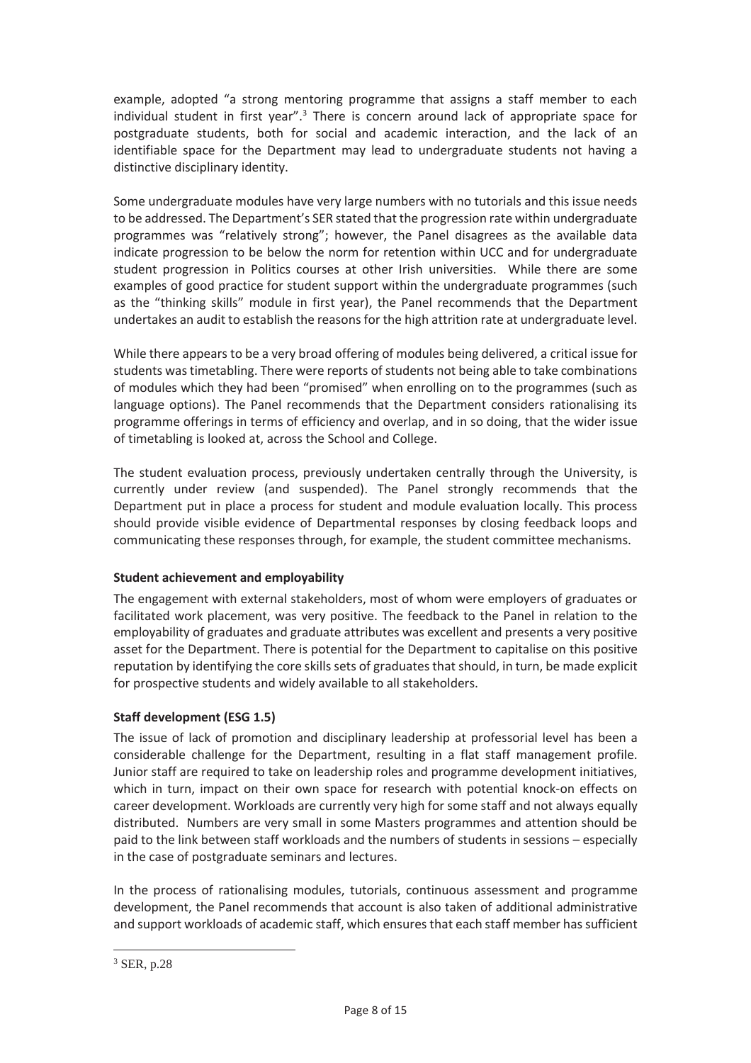example, adopted "a strong mentoring programme that assigns a staff member to each individual student in first year".[3] There is concern around lack of appropriate space for postgraduate students, both for social and academic interaction, and the lack of an identifiable space for the Department may lead to undergraduate students not having a distinctive disciplinary identity.

Some undergraduate modules have very large numbers with no tutorials and this issue needs to be addressed. The Department's SER stated that the progression rate within undergraduate programmes was "relatively strong"; however, the Panel disagrees as the available data indicate progression to be below the norm for retention within UCC and for undergraduate student progression in Politics courses at other Irish universities. While there are some examples of good practice for student support within the undergraduate programmes (such as the "thinking skills" module in first year), the Panel recommends that the Department undertakes an audit to establish the reasons for the high attrition rate at undergraduate level.

While there appears to be a very broad offering of modules being delivered, a critical issue for students was timetabling. There were reports of students not being able to take combinations of modules which they had been "promised" when enrolling on to the programmes (such as language options). The Panel recommends that the Department considers rationalising its programme offerings in terms of efficiency and overlap, and in so doing, that the wider issue of timetabling is looked at, across the School and College.

The student evaluation process, previously undertaken centrally through the University, is currently under review (and suspended). The Panel strongly recommends that the Department put in place a process for student and module evaluation locally. This process should provide visible evidence of Departmental responses by closing feedback loops and communicating these responses through, for example, the student committee mechanisms.

**Student achievement and employability**

The engagement with external stakeholders, most of whom were employers of graduates or facilitated work placement, was very positive. The feedback to the Panel in relation to the employability of graduates and graduate attributes was excellent and presents a very positive asset for the Department. There is potential for the Department to capitalise on this positive reputation by identifying the core skills sets of graduates that should, in turn, be made explicit for prospective students and widely available to all stakeholders.

**Staff development (ESG 1.5)**

The issue of lack of promotion and disciplinary leadership at professorial level has been a considerable challenge for the Department, resulting in a flat staff management profile. Junior staff are required to take on leadership roles and programme development initiatives, which in turn, impact on their own space for research with potential knock-on effects on career development. Workloads are currently very high for some staff and not always equally distributed. Numbers are very small in some Masters programmes and attention should be paid to the link between staff workloads and the numbers of students in sessions – especially in the case of postgraduate seminars and lectures.

In the process of rationalising modules, tutorials, continuous assessment and programme development, the Panel recommends that account is also taken of additional administrative and support workloads of academic staff, which ensures that each staff member has sufficient

[3] SER, p.28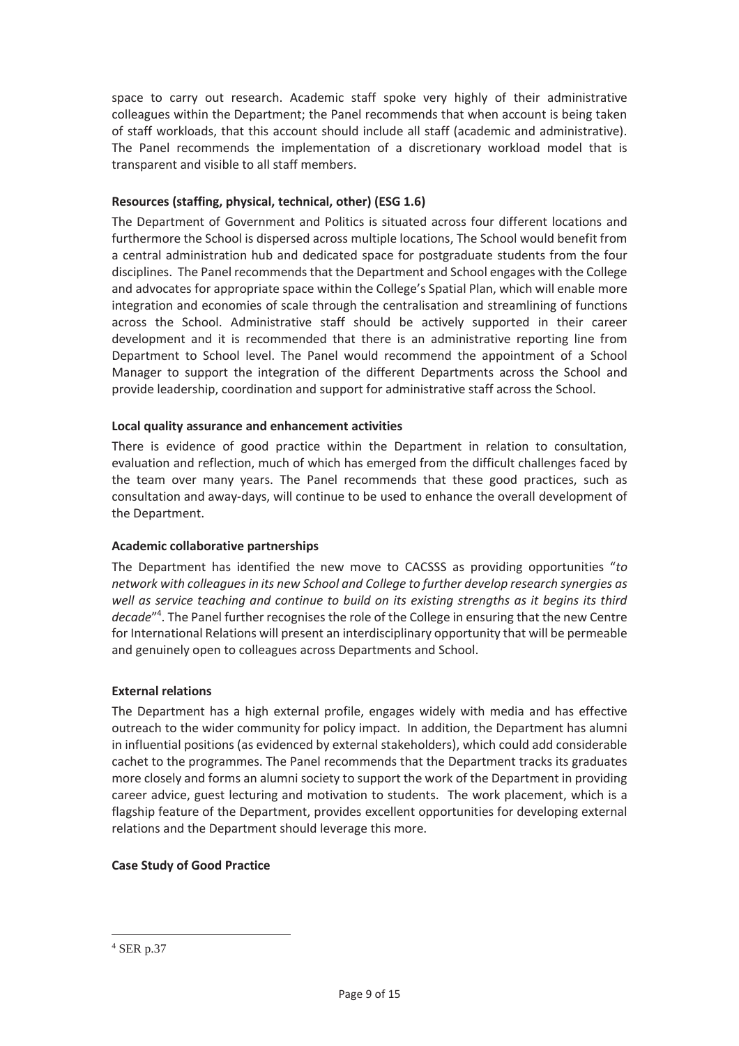space to carry out research. Academic staff spoke very highly of their administrative colleagues within the Department; the Panel recommends that when account is being taken of staff workloads, that this account should include all staff (academic and administrative). The Panel recommends the implementation of a discretionary workload model that is transparent and visible to all staff members.

**Resources (staffing, physical, technical, other) (ESG 1.6)**

The Department of Government and Politics is situated across four different locations and furthermore the School is dispersed across multiple locations, The School would benefit from a central administration hub and dedicated space for postgraduate students from the four disciplines. The Panel recommends that the Department and School engages with the College and advocates for appropriate space within the College's Spatial Plan, which will enable more integration and economies of scale through the centralisation and streamlining of functions across the School. Administrative staff should be actively supported in their career development and it is recommended that there is an administrative reporting line from Department to School level. The Panel would recommend the appointment of a School Manager to support the integration of the different Departments across the School and provide leadership, coordination and support for administrative staff across the School.

**Local quality assurance and enhancement activities**

There is evidence of good practice within the Department in relation to consultation, evaluation and reflection, much of which has emerged from the difficult challenges faced by the team over many years. The Panel recommends that these good practices, such as consultation and away-days, will continue to be used to enhance the overall development of the Department.

**Academic collaborative partnerships**

The Department has identified the new move to CACSSS as providing opportunities "*to network with colleagues in its new School and College to further develop research synergies as well as service teaching and continue to build on its existing strengths as it begins its third decade*"[4]. The Panel further recognises the role of the College in ensuring that the new Centre for International Relations will present an interdisciplinary opportunity that will be permeable and genuinely open to colleagues across Departments and School.

**External relations**

The Department has a high external profile, engages widely with media and has effective outreach to the wider community for policy impact. In addition, the Department has alumni in influential positions (as evidenced by external stakeholders), which could add considerable cachet to the programmes. The Panel recommends that the Department tracks its graduates more closely and forms an alumni society to support the work of the Department in providing career advice, guest lecturing and motivation to students. The work placement, which is a flagship feature of the Department, provides excellent opportunities for developing external relations and the Department should leverage this more.

**Case Study of Good Practice**

---

[4] SER p.37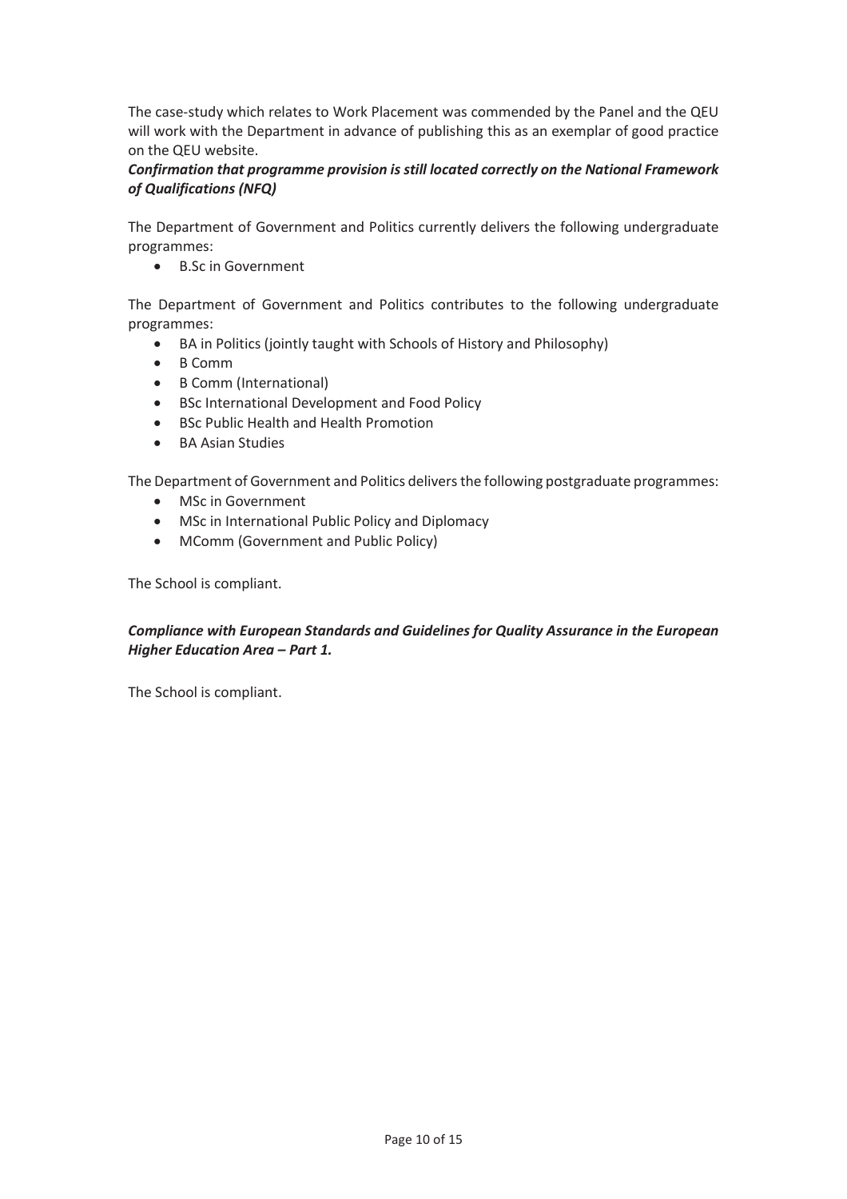The case-study which relates to Work Placement was commended by the Panel and the QEU will work with the Department in advance of publishing this as an exemplar of good practice on the QEU website.

***Confirmation that programme provision is still located correctly on the National Framework of Qualifications (NFQ)***

The Department of Government and Politics currently delivers the following undergraduate programmes:

- B.Sc in Government

The Department of Government and Politics contributes to the following undergraduate programmes:

- BA in Politics (jointly taught with Schools of History and Philosophy)
- B Comm
- B Comm (International)
- BSc International Development and Food Policy
- BSc Public Health and Health Promotion
- BA Asian Studies

The Department of Government and Politics delivers the following postgraduate programmes:

- MSc in Government
- MSc in International Public Policy and Diplomacy
- MComm (Government and Public Policy)

The School is compliant.

***Compliance with European Standards and Guidelines for Quality Assurance in the European Higher Education Area – Part 1.***

The School is compliant.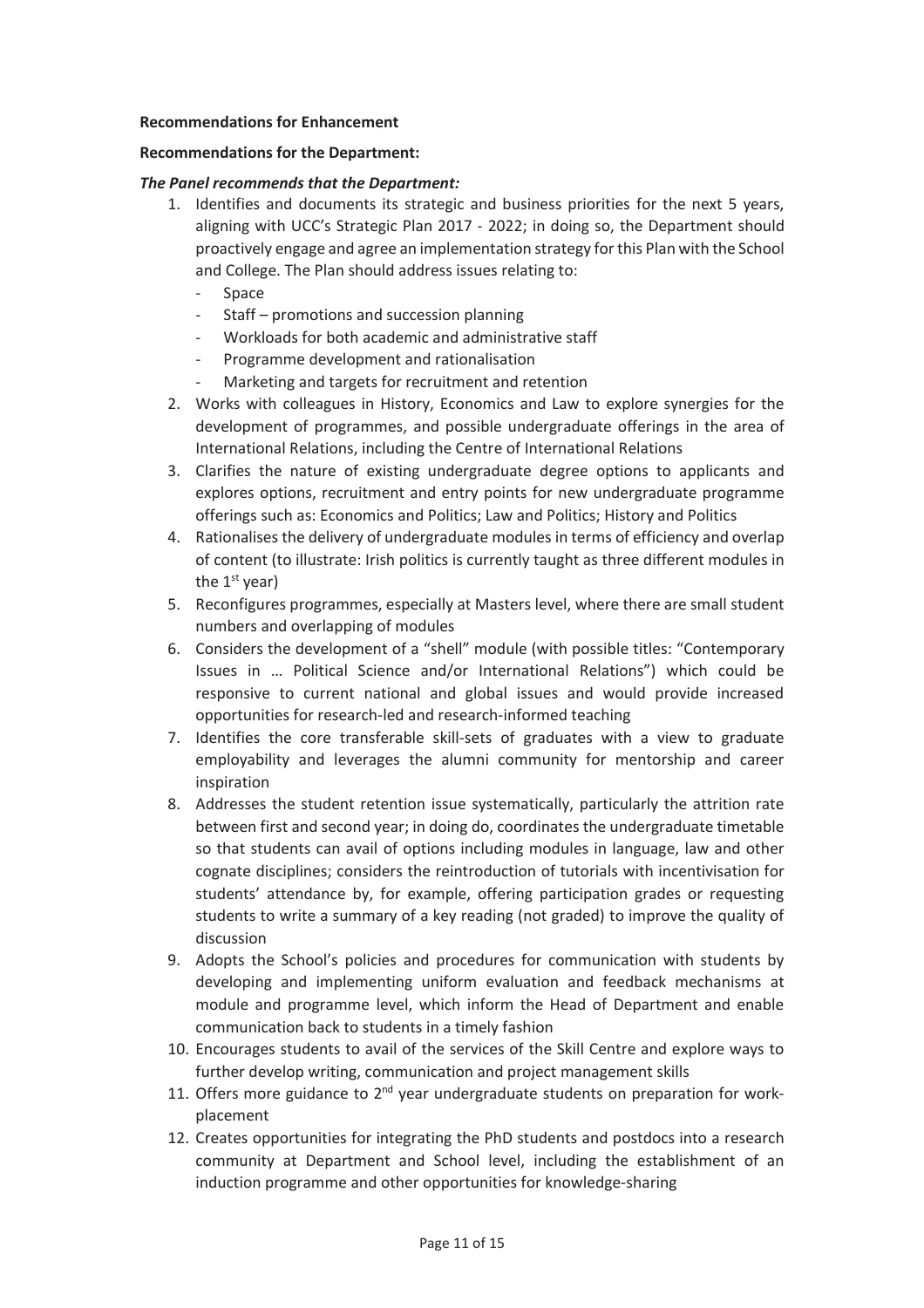**Recommendations for Enhancement**

**Recommendations for the Department:**

***The Panel recommends that the Department:***

1. Identifies and documents its strategic and business priorities for the next 5 years, aligning with UCC's Strategic Plan 2017 - 2022; in doing so, the Department should proactively engage and agree an implementation strategy for this Plan with the School and College. The Plan should address issues relating to:
   - Space
   - Staff – promotions and succession planning
   - Workloads for both academic and administrative staff
   - Programme development and rationalisation
   - Marketing and targets for recruitment and retention
2. Works with colleagues in History, Economics and Law to explore synergies for the development of programmes, and possible undergraduate offerings in the area of International Relations, including the Centre of International Relations
3. Clarifies the nature of existing undergraduate degree options to applicants and explores options, recruitment and entry points for new undergraduate programme offerings such as: Economics and Politics; Law and Politics; History and Politics
4. Rationalises the delivery of undergraduate modules in terms of efficiency and overlap of content (to illustrate: Irish politics is currently taught as three different modules in the 1st year)
5. Reconfigures programmes, especially at Masters level, where there are small student numbers and overlapping of modules
6. Considers the development of a "shell" module (with possible titles: "Contemporary Issues in … Political Science and/or International Relations") which could be responsive to current national and global issues and would provide increased opportunities for research-led and research-informed teaching
7. Identifies the core transferable skill-sets of graduates with a view to graduate employability and leverages the alumni community for mentorship and career inspiration
8. Addresses the student retention issue systematically, particularly the attrition rate between first and second year; in doing do, coordinates the undergraduate timetable so that students can avail of options including modules in language, law and other cognate disciplines; considers the reintroduction of tutorials with incentivisation for students' attendance by, for example, offering participation grades or requesting students to write a summary of a key reading (not graded) to improve the quality of discussion
9. Adopts the School's policies and procedures for communication with students by developing and implementing uniform evaluation and feedback mechanisms at module and programme level, which inform the Head of Department and enable communication back to students in a timely fashion
10. Encourages students to avail of the services of the Skill Centre and explore ways to further develop writing, communication and project management skills
11. Offers more guidance to 2nd year undergraduate students on preparation for work-placement
12. Creates opportunities for integrating the PhD students and postdocs into a research community at Department and School level, including the establishment of an induction programme and other opportunities for knowledge-sharing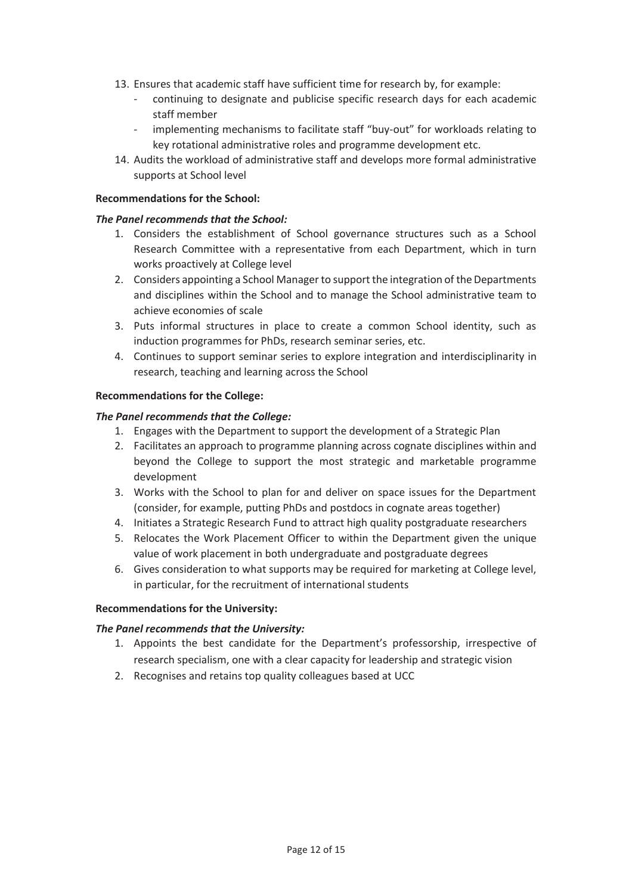13. Ensures that academic staff have sufficient time for research by, for example:
    - continuing to designate and publicise specific research days for each academic staff member
    - implementing mechanisms to facilitate staff "buy-out" for workloads relating to key rotational administrative roles and programme development etc.
14. Audits the workload of administrative staff and develops more formal administrative supports at School level

**Recommendations for the School:**

***The Panel recommends that the School:***

1. Considers the establishment of School governance structures such as a School Research Committee with a representative from each Department, which in turn works proactively at College level
2. Considers appointing a School Manager to support the integration of the Departments and disciplines within the School and to manage the School administrative team to achieve economies of scale
3. Puts informal structures in place to create a common School identity, such as induction programmes for PhDs, research seminar series, etc.
4. Continues to support seminar series to explore integration and interdisciplinarity in research, teaching and learning across the School

**Recommendations for the College:**

***The Panel recommends that the College:***

1. Engages with the Department to support the development of a Strategic Plan
2. Facilitates an approach to programme planning across cognate disciplines within and beyond the College to support the most strategic and marketable programme development
3. Works with the School to plan for and deliver on space issues for the Department (consider, for example, putting PhDs and postdocs in cognate areas together)
4. Initiates a Strategic Research Fund to attract high quality postgraduate researchers
5. Relocates the Work Placement Officer to within the Department given the unique value of work placement in both undergraduate and postgraduate degrees
6. Gives consideration to what supports may be required for marketing at College level, in particular, for the recruitment of international students

**Recommendations for the University:**

***The Panel recommends that the University:***

1. Appoints the best candidate for the Department's professorship, irrespective of research specialism, one with a clear capacity for leadership and strategic vision
2. Recognises and retains top quality colleagues based at UCC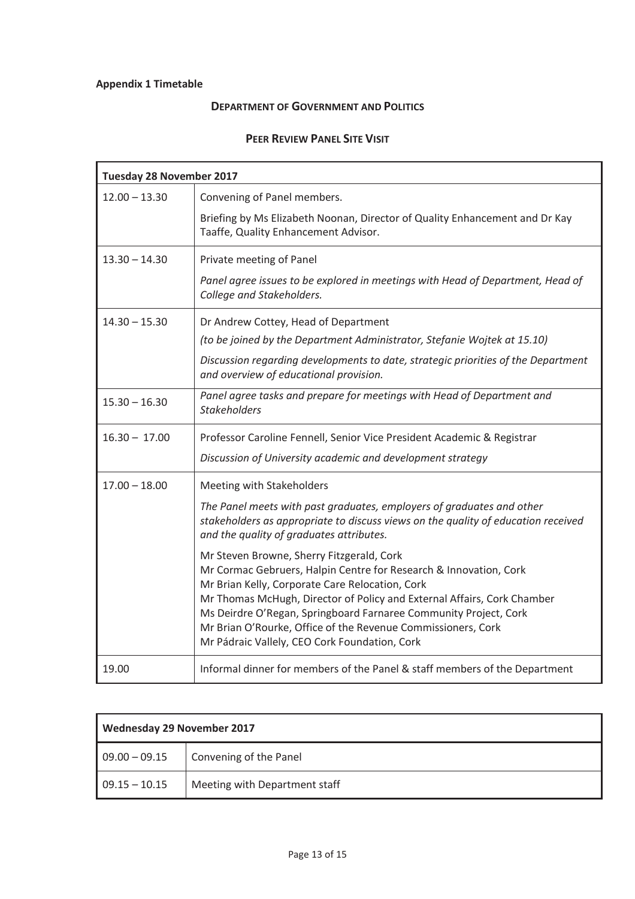**Appendix 1 Timetable**

**DEPARTMENT OF GOVERNMENT AND POLITICS**

**PEER REVIEW PANEL SITE VISIT**

| **Tuesday 28 November 2017** | |
|---|---|
| 12.00 – 13.30 | Convening of Panel members.<br><br>Briefing by Ms Elizabeth Noonan, Director of Quality Enhancement and Dr Kay Taaffe, Quality Enhancement Advisor. |
| 13.30 – 14.30 | Private meeting of Panel<br><br>*Panel agree issues to be explored in meetings with Head of Department, Head of College and Stakeholders.* |
| 14.30 – 15.30 | Dr Andrew Cottey, Head of Department<br><br>*(to be joined by the Department Administrator, Stefanie Wojtek at 15.10)*<br><br>*Discussion regarding developments to date, strategic priorities of the Department and overview of educational provision.* |
| 15.30 – 16.30 | *Panel agree tasks and prepare for meetings with Head of Department and Stakeholders* |
| 16.30 – 17.00 | Professor Caroline Fennell, Senior Vice President Academic & Registrar<br><br>*Discussion of University academic and development strategy* |
| 17.00 – 18.00 | Meeting with Stakeholders<br><br>*The Panel meets with past graduates, employers of graduates and other stakeholders as appropriate to discuss views on the quality of education received and the quality of graduates attributes.*<br><br>Mr Steven Browne, Sherry Fitzgerald, Cork<br>Mr Cormac Gebruers, Halpin Centre for Research & Innovation, Cork<br>Mr Brian Kelly, Corporate Care Relocation, Cork<br>Mr Thomas McHugh, Director of Policy and External Affairs, Cork Chamber<br>Ms Deirdre O'Regan, Springboard Farnaree Community Project, Cork<br>Mr Brian O'Rourke, Office of the Revenue Commissioners, Cork<br>Mr Pádraic Vallely, CEO Cork Foundation, Cork |
| 19.00 | Informal dinner for members of the Panel & staff members of the Department |

| **Wednesday 29 November 2017** | |
|---|---|
| 09.00 – 09.15 | Convening of the Panel |
| 09.15 – 10.15 | Meeting with Department staff |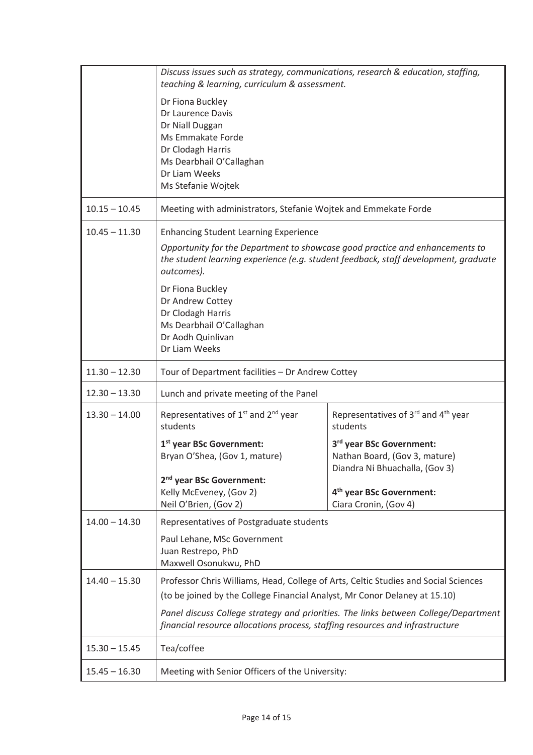| | | |
|---|---|---|
| | *Discuss issues such as strategy, communications, research & education, staffing, teaching & learning, curriculum & assessment.*<br><br>Dr Fiona Buckley<br>Dr Laurence Davis<br>Dr Niall Duggan<br>Ms Emmakate Forde<br>Dr Clodagh Harris<br>Ms Dearbhail O'Callaghan<br>Dr Liam Weeks<br>Ms Stefanie Wojtek | |
| 10.15 – 10.45 | Meeting with administrators, Stefanie Wojtek and Emmekate Forde | |
| 10.45 – 11.30 | Enhancing Student Learning Experience<br><br>*Opportunity for the Department to showcase good practice and enhancements to the student learning experience (e.g. student feedback, staff development, graduate outcomes).*<br><br>Dr Fiona Buckley<br>Dr Andrew Cottey<br>Dr Clodagh Harris<br>Ms Dearbhail O'Callaghan<br>Dr Aodh Quinlivan<br>Dr Liam Weeks | |
| 11.30 – 12.30 | Tour of Department facilities – Dr Andrew Cottey | |
| 12.30 – 13.30 | Lunch and private meeting of the Panel | |
| 13.30 – 14.00 | Representatives of 1st and 2nd year students<br><br>**1st year BSc Government:**<br>Bryan O'Shea, (Gov 1, mature)<br><br>**2nd year BSc Government:**<br>Kelly McEveney, (Gov 2)<br>Neil O'Brien, (Gov 2) | Representatives of 3rd and 4th year students<br><br>**3rd year BSc Government:**<br>Nathan Board, (Gov 3, mature)<br>Diandra Ni Bhuachalla, (Gov 3)<br><br>**4th year BSc Government:**<br>Ciara Cronin, (Gov 4) |
| 14.00 – 14.30 | Representatives of Postgraduate students<br><br>Paul Lehane, MSc Government<br>Juan Restrepo, PhD<br>Maxwell Osonukwu, PhD | |
| 14.40 – 15.30 | Professor Chris Williams, Head, College of Arts, Celtic Studies and Social Sciences<br>(to be joined by the College Financial Analyst, Mr Conor Delaney at 15.10)<br><br>*Panel discuss College strategy and priorities. The links between College/Department financial resource allocations process, staffing resources and infrastructure* | |
| 15.30 – 15.45 | Tea/coffee | |
| 15.45 – 16.30 | Meeting with Senior Officers of the University: | |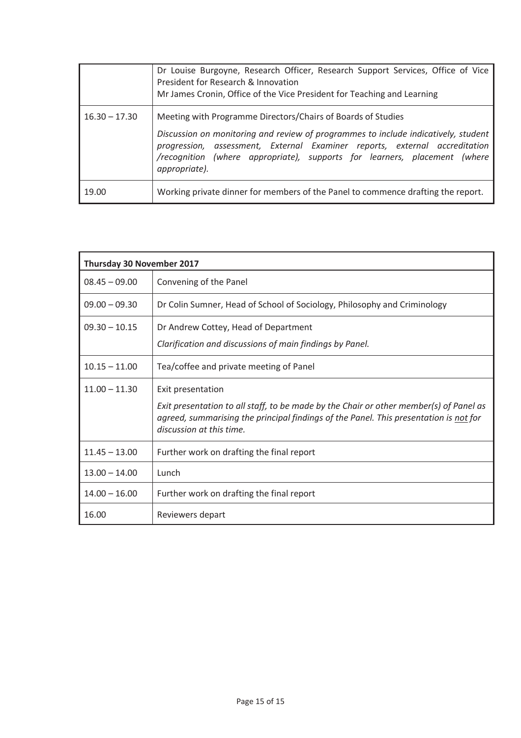| | |
|---|---|
| | Dr Louise Burgoyne, Research Officer, Research Support Services, Office of Vice President for Research & Innovation<br>Mr James Cronin, Office of the Vice President for Teaching and Learning |
| 16.30 – 17.30 | Meeting with Programme Directors/Chairs of Boards of Studies<br>*Discussion on monitoring and review of programmes to include indicatively, student progression, assessment, External Examiner reports, external accreditation /recognition (where appropriate), supports for learners, placement (where appropriate).* |
| 19.00 | Working private dinner for members of the Panel to commence drafting the report. |

| **Thursday 30 November 2017** | |
|---|---|
| 08.45 – 09.00 | Convening of the Panel |
| 09.00 – 09.30 | Dr Colin Sumner, Head of School of Sociology, Philosophy and Criminology |
| 09.30 – 10.15 | Dr Andrew Cottey, Head of Department<br>*Clarification and discussions of main findings by Panel.* |
| 10.15 – 11.00 | Tea/coffee and private meeting of Panel |
| 11.00 – 11.30 | Exit presentation<br>*Exit presentation to all staff, to be made by the Chair or other member(s) of Panel as agreed, summarising the principal findings of the Panel. This presentation is not for discussion at this time.* |
| 11.45 – 13.00 | Further work on drafting the final report |
| 13.00 – 14.00 | Lunch |
| 14.00 – 16.00 | Further work on drafting the final report |
| 16.00 | Reviewers depart |